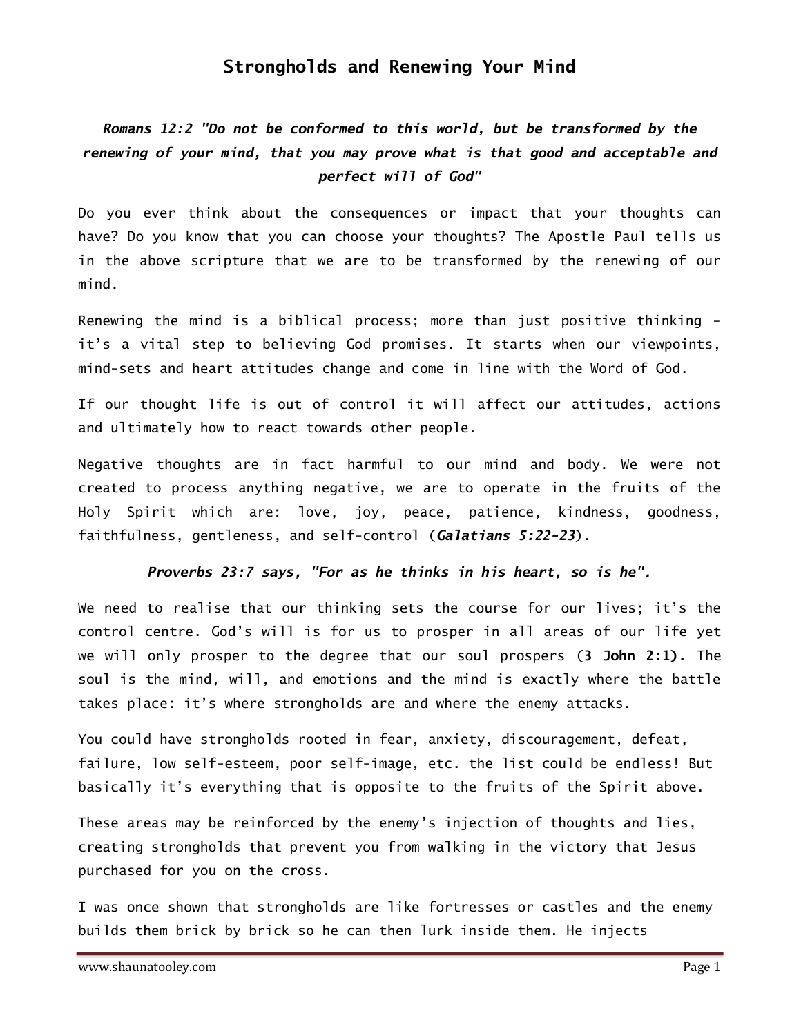# Strongholds and Renewing Your Mind

***Romans 12:2 "Do not be conformed to this world, but be transformed by the renewing of your mind, that you may prove what is that good and acceptable and perfect will of God"***

Do you ever think about the consequences or impact that your thoughts can have? Do you know that you can choose your thoughts? The Apostle Paul tells us in the above scripture that we are to be transformed by the renewing of our mind.

Renewing the mind is a biblical process; more than just positive thinking - it's a vital step to believing God promises. It starts when our viewpoints, mind-sets and heart attitudes change and come in line with the Word of God.

If our thought life is out of control it will affect our attitudes, actions and ultimately how to react towards other people.

Negative thoughts are in fact harmful to our mind and body. We were not created to process anything negative, we are to operate in the fruits of the Holy Spirit which are: love, joy, peace, patience, kindness, goodness, faithfulness, gentleness, and self-control (***Galatians 5:22-23***).

***Proverbs 23:7 says, "For as he thinks in his heart, so is he".***

We need to realise that our thinking sets the course for our lives; it's the control centre. God's will is for us to prosper in all areas of our life yet we will only prosper to the degree that our soul prospers (**3 John 2:1).** The soul is the mind, will, and emotions and the mind is exactly where the battle takes place: it's where strongholds are and where the enemy attacks.

You could have strongholds rooted in fear, anxiety, discouragement, defeat, failure, low self-esteem, poor self-image, etc. the list could be endless! But basically it's everything that is opposite to the fruits of the Spirit above.

These areas may be reinforced by the enemy's injection of thoughts and lies, creating strongholds that prevent you from walking in the victory that Jesus purchased for you on the cross.

I was once shown that strongholds are like fortresses or castles and the enemy builds them brick by brick so he can then lurk inside them. He injects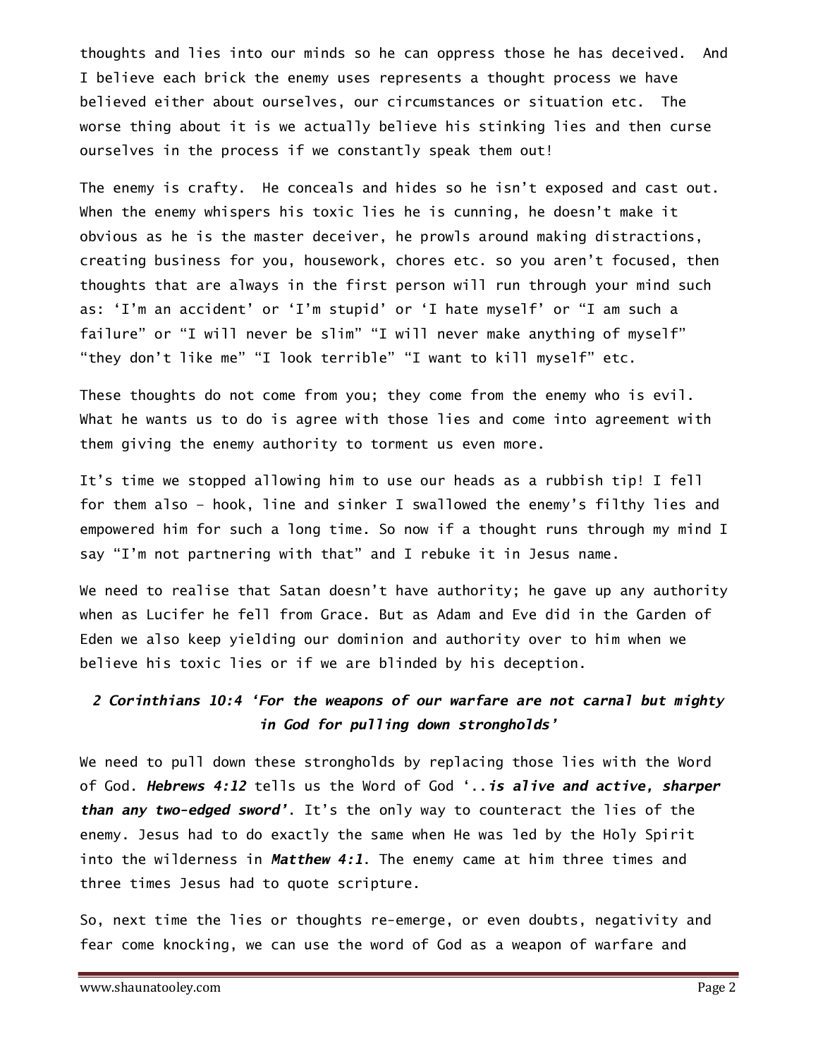thoughts and lies into our minds so he can oppress those he has deceived. And I believe each brick the enemy uses represents a thought process we have believed either about ourselves, our circumstances or situation etc. The worse thing about it is we actually believe his stinking lies and then curse ourselves in the process if we constantly speak them out!

The enemy is crafty. He conceals and hides so he isn't exposed and cast out. When the enemy whispers his toxic lies he is cunning, he doesn't make it obvious as he is the master deceiver, he prowls around making distractions, creating business for you, housework, chores etc. so you aren't focused, then thoughts that are always in the first person will run through your mind such as: 'I'm an accident' or 'I'm stupid' or 'I hate myself' or "I am such a failure" or "I will never be slim" "I will never make anything of myself" "they don't like me" "I look terrible" "I want to kill myself" etc.

These thoughts do not come from you; they come from the enemy who is evil. What he wants us to do is agree with those lies and come into agreement with them giving the enemy authority to torment us even more.

It's time we stopped allowing him to use our heads as a rubbish tip! I fell for them also – hook, line and sinker I swallowed the enemy's filthy lies and empowered him for such a long time. So now if a thought runs through my mind I say "I'm not partnering with that" and I rebuke it in Jesus name.

We need to realise that Satan doesn't have authority; he gave up any authority when as Lucifer he fell from Grace. But as Adam and Eve did in the Garden of Eden we also keep yielding our dominion and authority over to him when we believe his toxic lies or if we are blinded by his deception.

***2 Corinthians 10:4 'For the weapons of our warfare are not carnal but mighty in God for pulling down strongholds'***

We need to pull down these strongholds by replacing those lies with the Word of God. ***Hebrews 4:12*** tells us the Word of God '..***is alive and active, sharper than any two-edged sword'***. It's the only way to counteract the lies of the enemy. Jesus had to do exactly the same when He was led by the Holy Spirit into the wilderness in ***Matthew 4:1***. The enemy came at him three times and three times Jesus had to quote scripture.

So, next time the lies or thoughts re-emerge, or even doubts, negativity and fear come knocking, we can use the word of God as a weapon of warfare and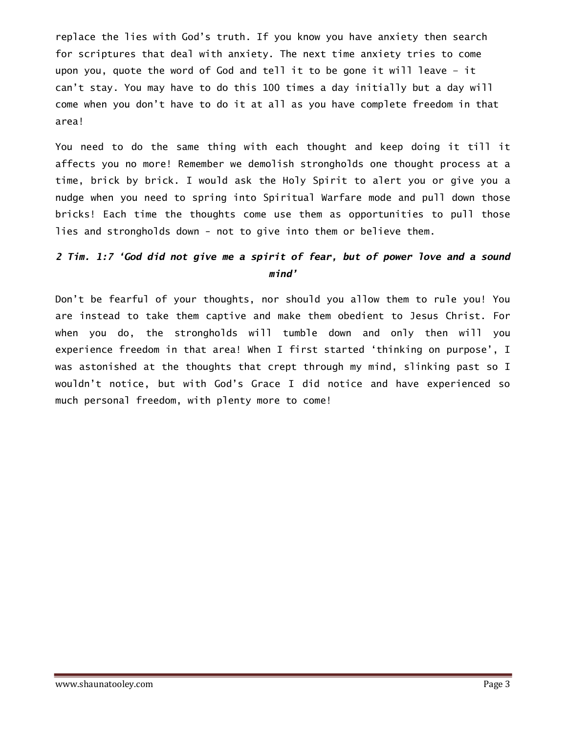replace the lies with God's truth. If you know you have anxiety then search for scriptures that deal with anxiety. The next time anxiety tries to come upon you, quote the word of God and tell it to be gone it will leave – it can't stay. You may have to do this 100 times a day initially but a day will come when you don't have to do it at all as you have complete freedom in that area!

You need to do the same thing with each thought and keep doing it till it affects you no more! Remember we demolish strongholds one thought process at a time, brick by brick. I would ask the Holy Spirit to alert you or give you a nudge when you need to spring into Spiritual Warfare mode and pull down those bricks! Each time the thoughts come use them as opportunities to pull those lies and strongholds down - not to give into them or believe them.

***2 Tim. 1:7 'God did not give me a spirit of fear, but of power love and a sound mind'***

Don't be fearful of your thoughts, nor should you allow them to rule you! You are instead to take them captive and make them obedient to Jesus Christ. For when you do, the strongholds will tumble down and only then will you experience freedom in that area! When I first started 'thinking on purpose', I was astonished at the thoughts that crept through my mind, slinking past so I wouldn't notice, but with God's Grace I did notice and have experienced so much personal freedom, with plenty more to come!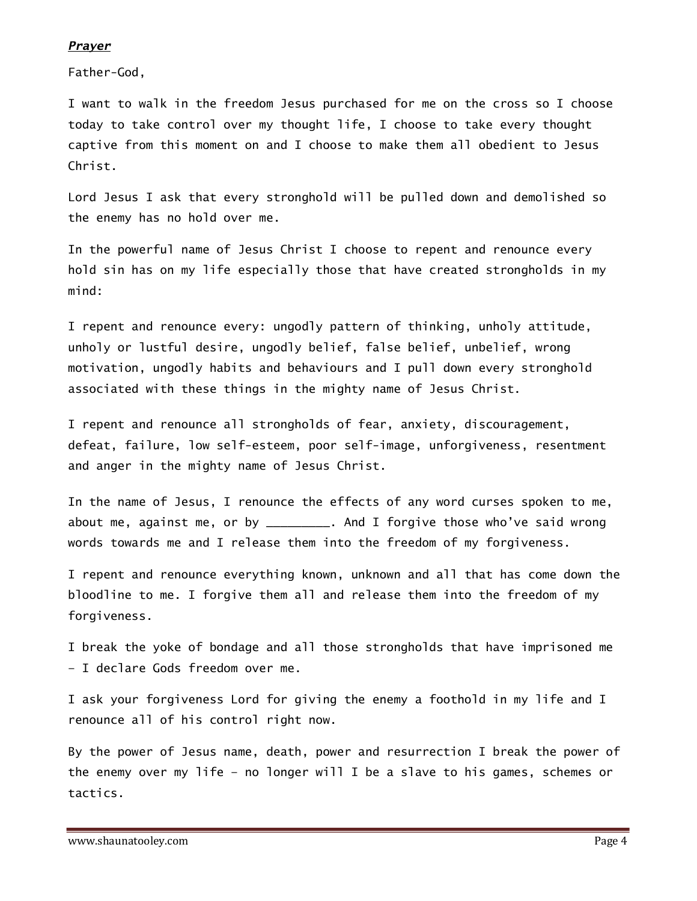***Prayer***

Father-God,

I want to walk in the freedom Jesus purchased for me on the cross so I choose today to take control over my thought life, I choose to take every thought captive from this moment on and I choose to make them all obedient to Jesus Christ.

Lord Jesus I ask that every stronghold will be pulled down and demolished so the enemy has no hold over me.

In the powerful name of Jesus Christ I choose to repent and renounce every hold sin has on my life especially those that have created strongholds in my mind:

I repent and renounce every: ungodly pattern of thinking, unholy attitude, unholy or lustful desire, ungodly belief, false belief, unbelief, wrong motivation, ungodly habits and behaviours and I pull down every stronghold associated with these things in the mighty name of Jesus Christ.

I repent and renounce all strongholds of fear, anxiety, discouragement, defeat, failure, low self-esteem, poor self-image, unforgiveness, resentment and anger in the mighty name of Jesus Christ.

In the name of Jesus, I renounce the effects of any word curses spoken to me, about me, against me, or by _________. And I forgive those who've said wrong words towards me and I release them into the freedom of my forgiveness.

I repent and renounce everything known, unknown and all that has come down the bloodline to me. I forgive them all and release them into the freedom of my forgiveness.

I break the yoke of bondage and all those strongholds that have imprisoned me – I declare Gods freedom over me.

I ask your forgiveness Lord for giving the enemy a foothold in my life and I renounce all of his control right now.

By the power of Jesus name, death, power and resurrection I break the power of the enemy over my life – no longer will I be a slave to his games, schemes or tactics.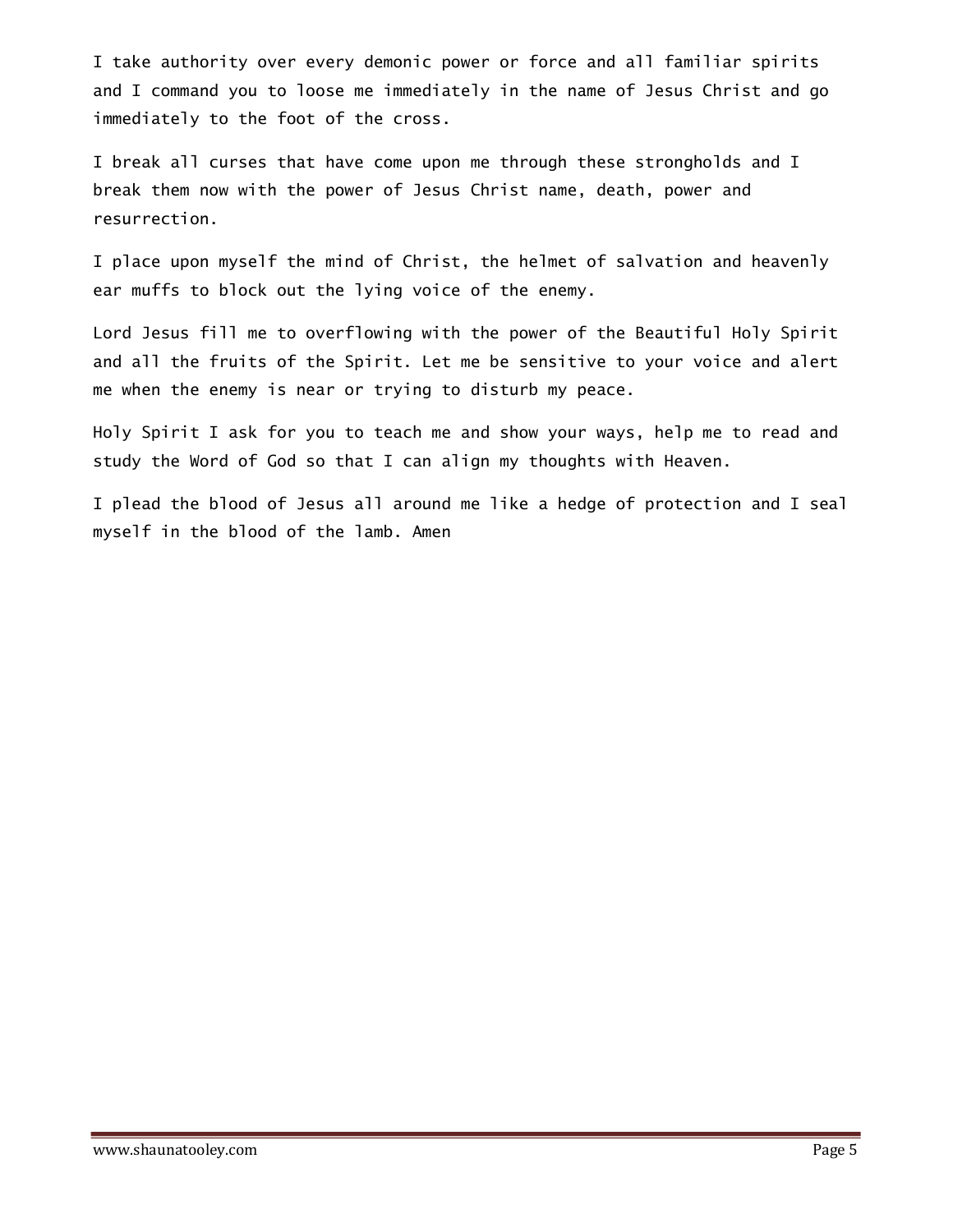I take authority over every demonic power or force and all familiar spirits and I command you to loose me immediately in the name of Jesus Christ and go immediately to the foot of the cross.

I break all curses that have come upon me through these strongholds and I break them now with the power of Jesus Christ name, death, power and resurrection.

I place upon myself the mind of Christ, the helmet of salvation and heavenly ear muffs to block out the lying voice of the enemy.

Lord Jesus fill me to overflowing with the power of the Beautiful Holy Spirit and all the fruits of the Spirit. Let me be sensitive to your voice and alert me when the enemy is near or trying to disturb my peace.

Holy Spirit I ask for you to teach me and show your ways, help me to read and study the Word of God so that I can align my thoughts with Heaven.

I plead the blood of Jesus all around me like a hedge of protection and I seal myself in the blood of the lamb. Amen